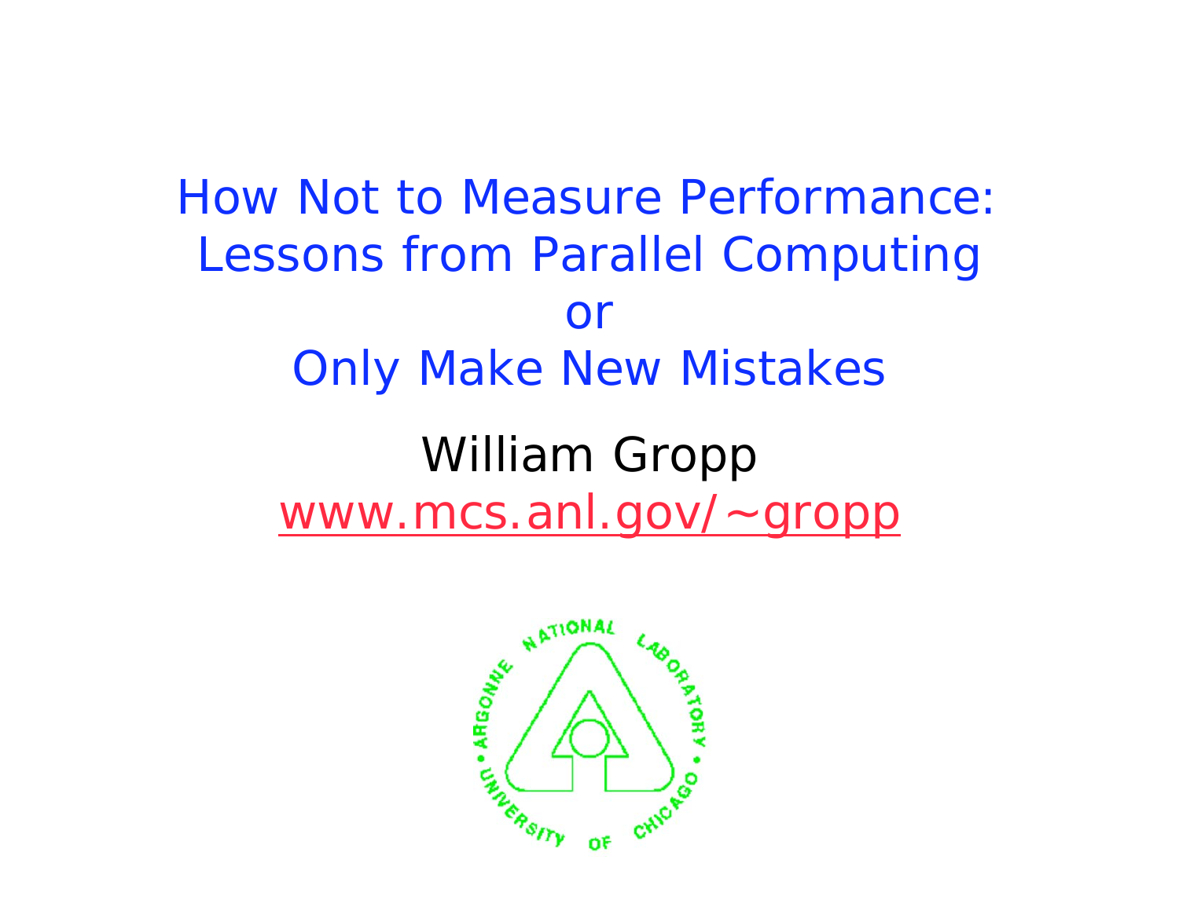# How Not to Measure Performance: Lessons from Parallel Computing or Only Make New Mistakes

William Gropp

www.mcs.anl.gov/~gropp

ARGONNE NATIONAL LABORATORY • UNIVERSITY OF CHICAGO •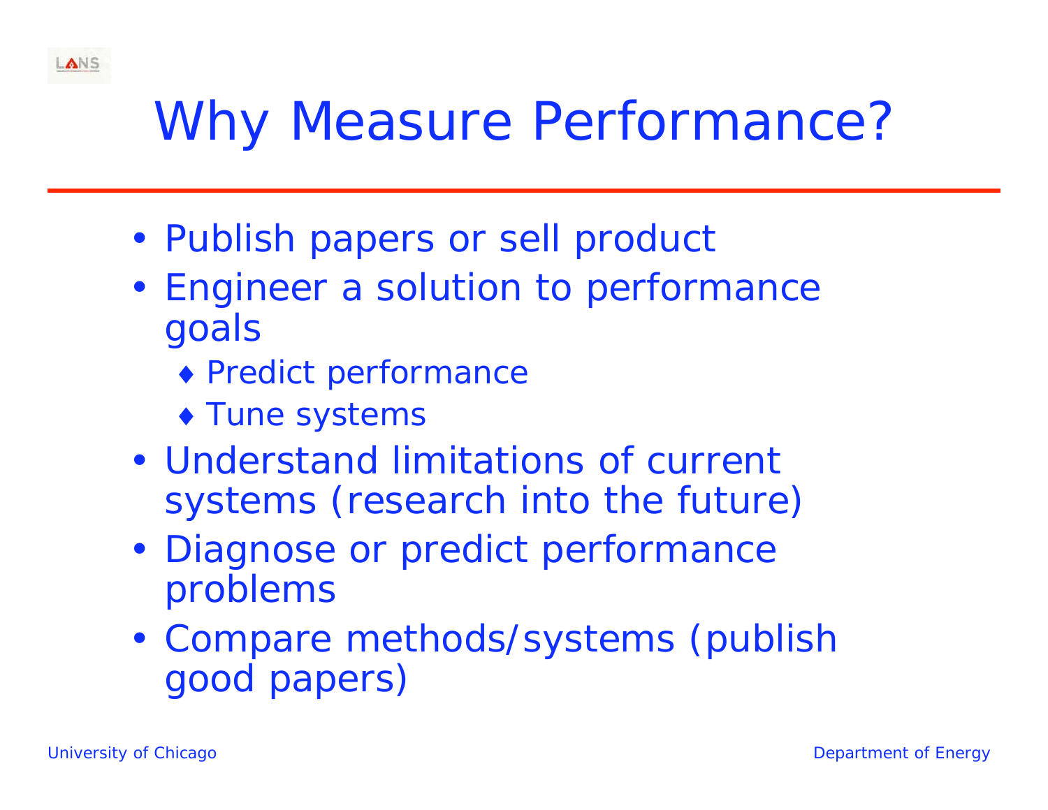# Why Measure Performance?

- Publish papers or sell product
- Engineer a solution to performance goals
  - Predict performance
  - Tune systems
- Understand limitations of current systems (research into the future)
- Diagnose or predict performance problems
- Compare methods/systems (publish good papers)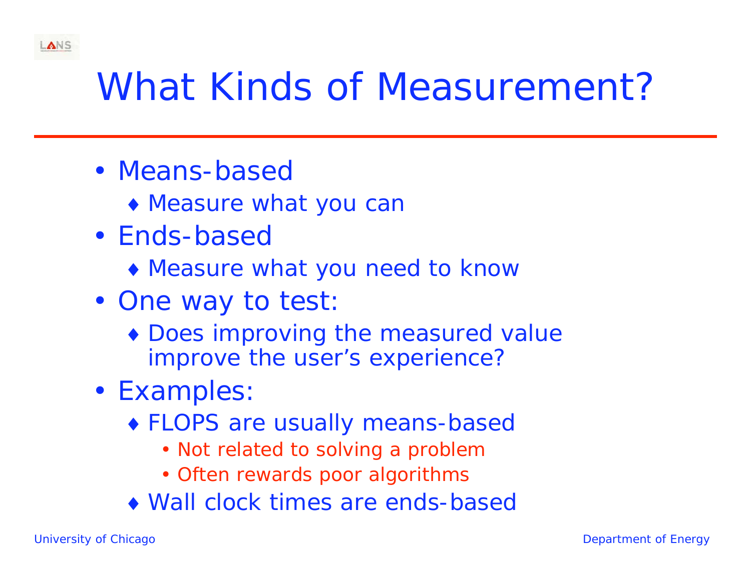# What Kinds of Measurement?

- Means-based
  - Measure what you can
- Ends-based
  - Measure what you need to know
- One way to test:
  - Does improving the measured value improve the user's experience?
- Examples:
  - FLOPS are usually means-based
    - Not related to solving a problem
    - Often rewards poor algorithms
  - Wall clock times are ends-based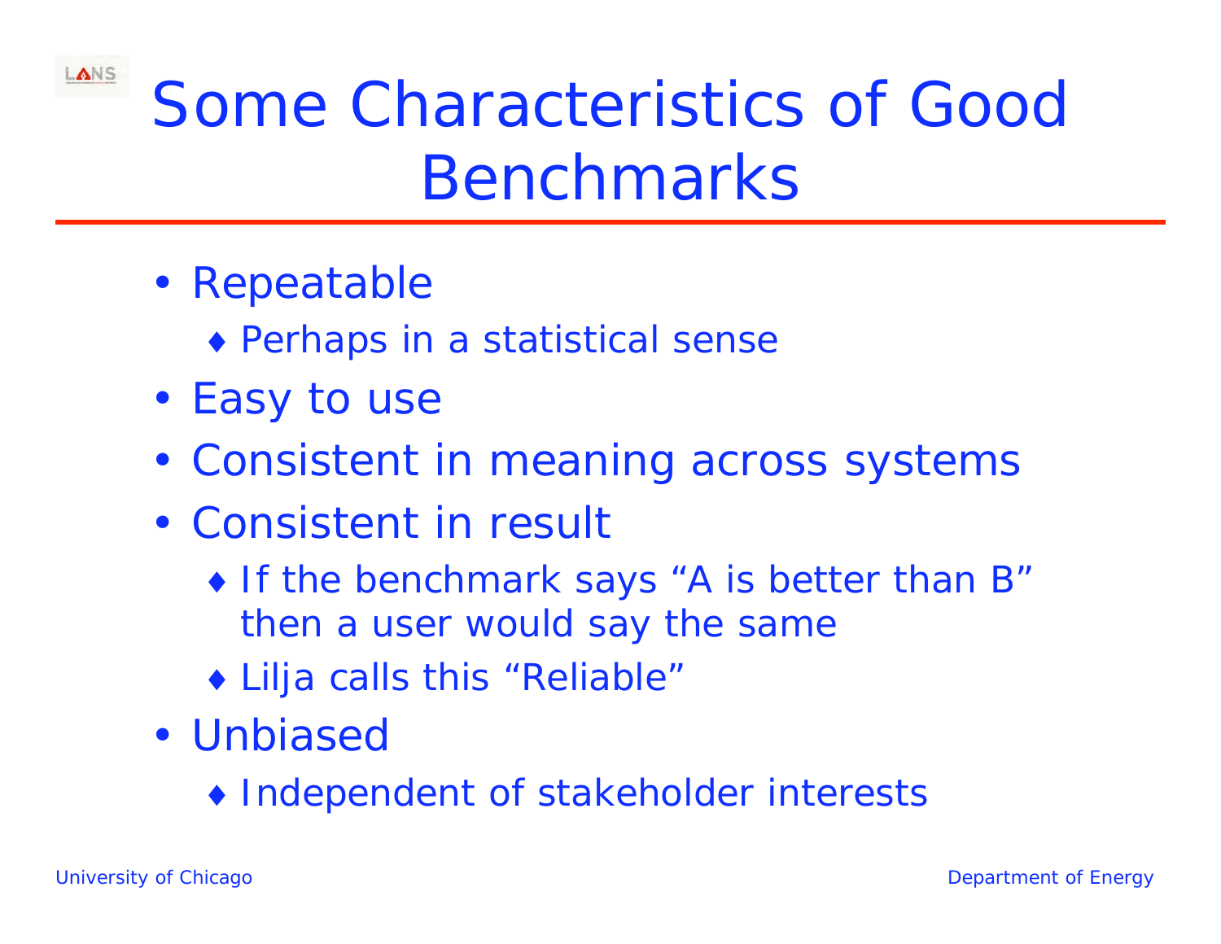# Some Characteristics of Good Benchmarks

- Repeatable
  - Perhaps in a statistical sense
- Easy to use
- Consistent in meaning across systems
- Consistent in result
  - If the benchmark says “A is better than B” then a user would say the same
  - Lilja calls this “Reliable”
- Unbiased
  - Independent of stakeholder interests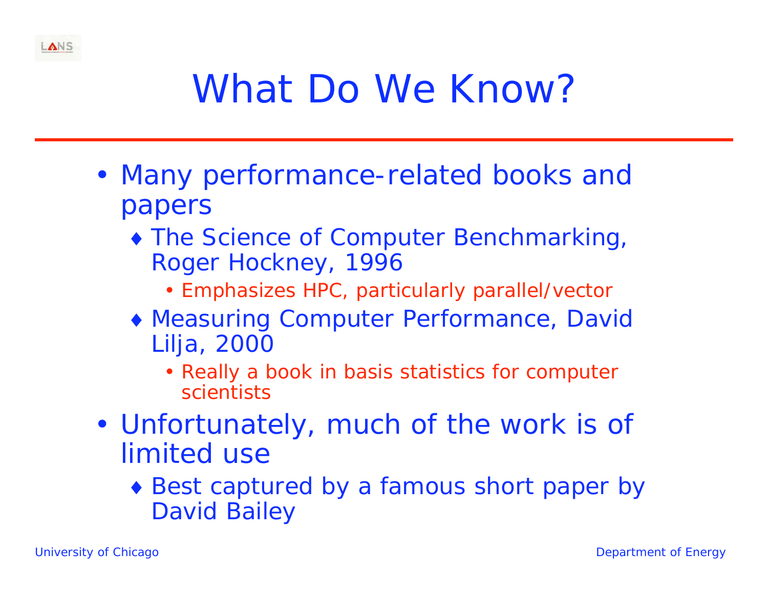# What Do We Know?

- Many performance-related books and papers
  - The Science of Computer Benchmarking, Roger Hockney, 1996
    - Emphasizes HPC, particularly parallel/vector
  - Measuring Computer Performance, David Lilja, 2000
    - Really a book in basis statistics for computer scientists
- Unfortunately, much of the work is of limited use
  - Best captured by a famous short paper by David Bailey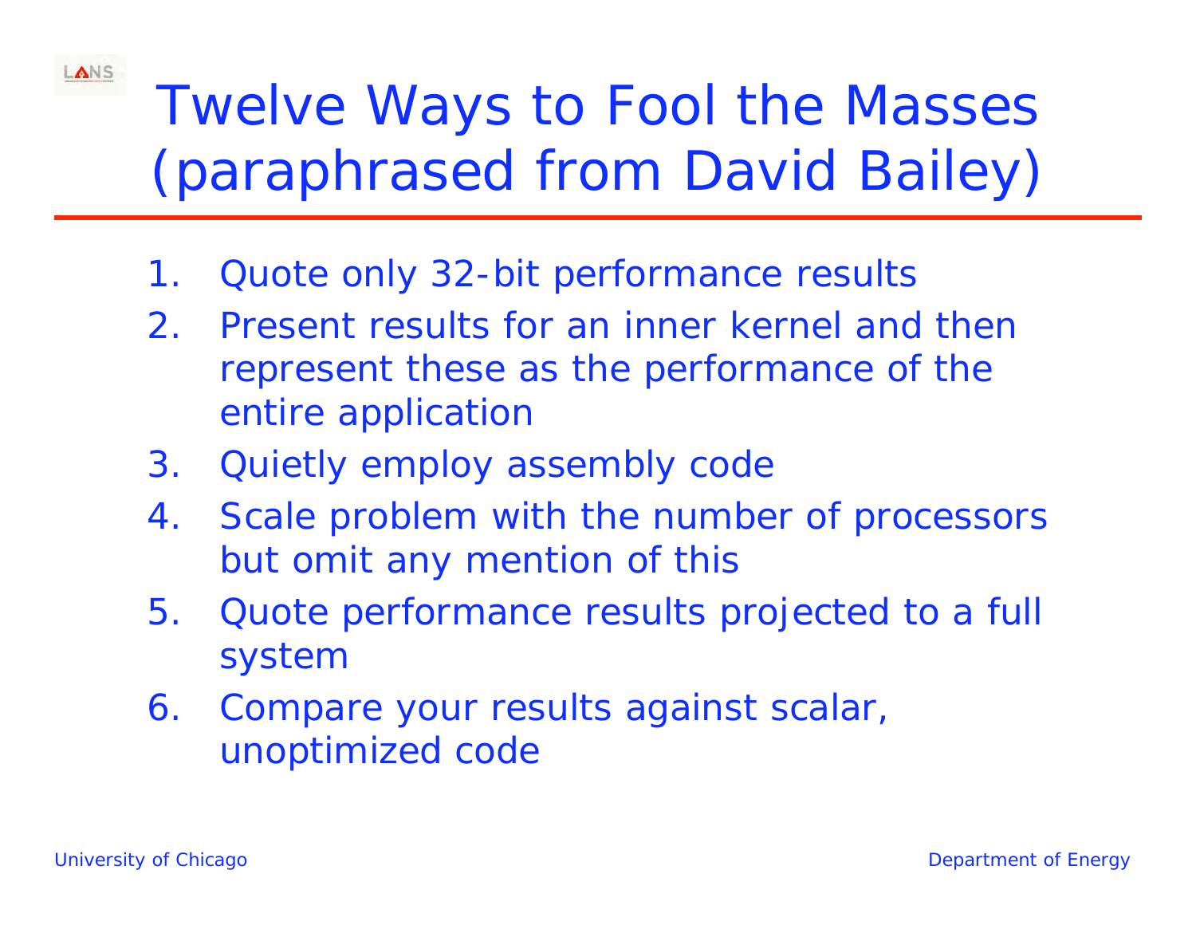# Twelve Ways to Fool the Masses (paraphrased from David Bailey)

1. Quote only 32-bit performance results
2. Present results for an inner kernel and then represent these as the performance of the entire application
3. Quietly employ assembly code
4. Scale problem with the number of processors but omit any mention of this
5. Quote performance results projected to a full system
6. Compare your results against scalar, unoptimized code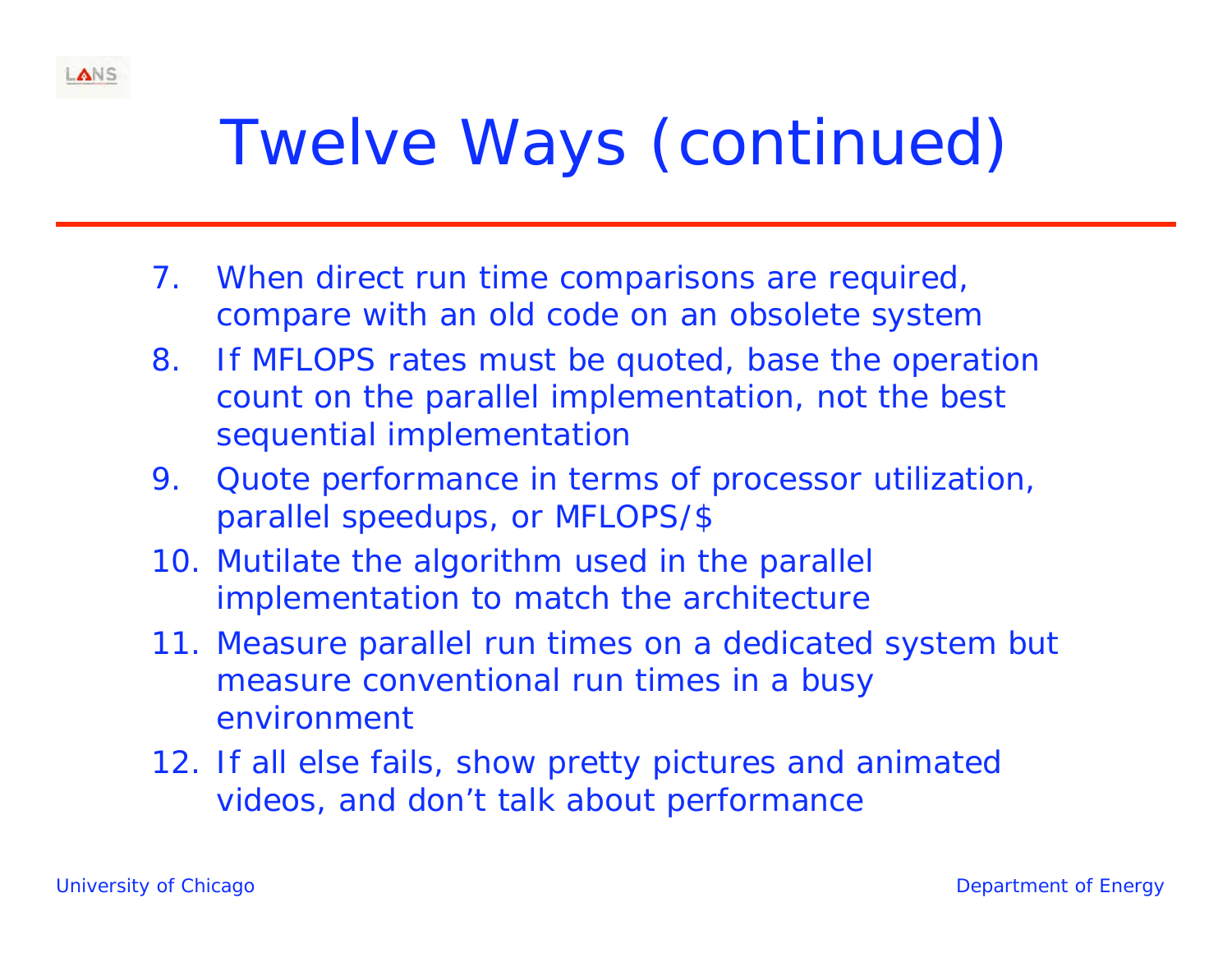# Twelve Ways (continued)

7. When direct run time comparisons are required, compare with an old code on an obsolete system
8. If MFLOPS rates must be quoted, base the operation count on the parallel implementation, not the best sequential implementation
9. Quote performance in terms of processor utilization, parallel speedups, or MFLOPS/$
10. Mutilate the algorithm used in the parallel implementation to match the architecture
11. Measure parallel run times on a dedicated system but measure conventional run times in a busy environment
12. If all else fails, show pretty pictures and animated videos, and don’t talk about performance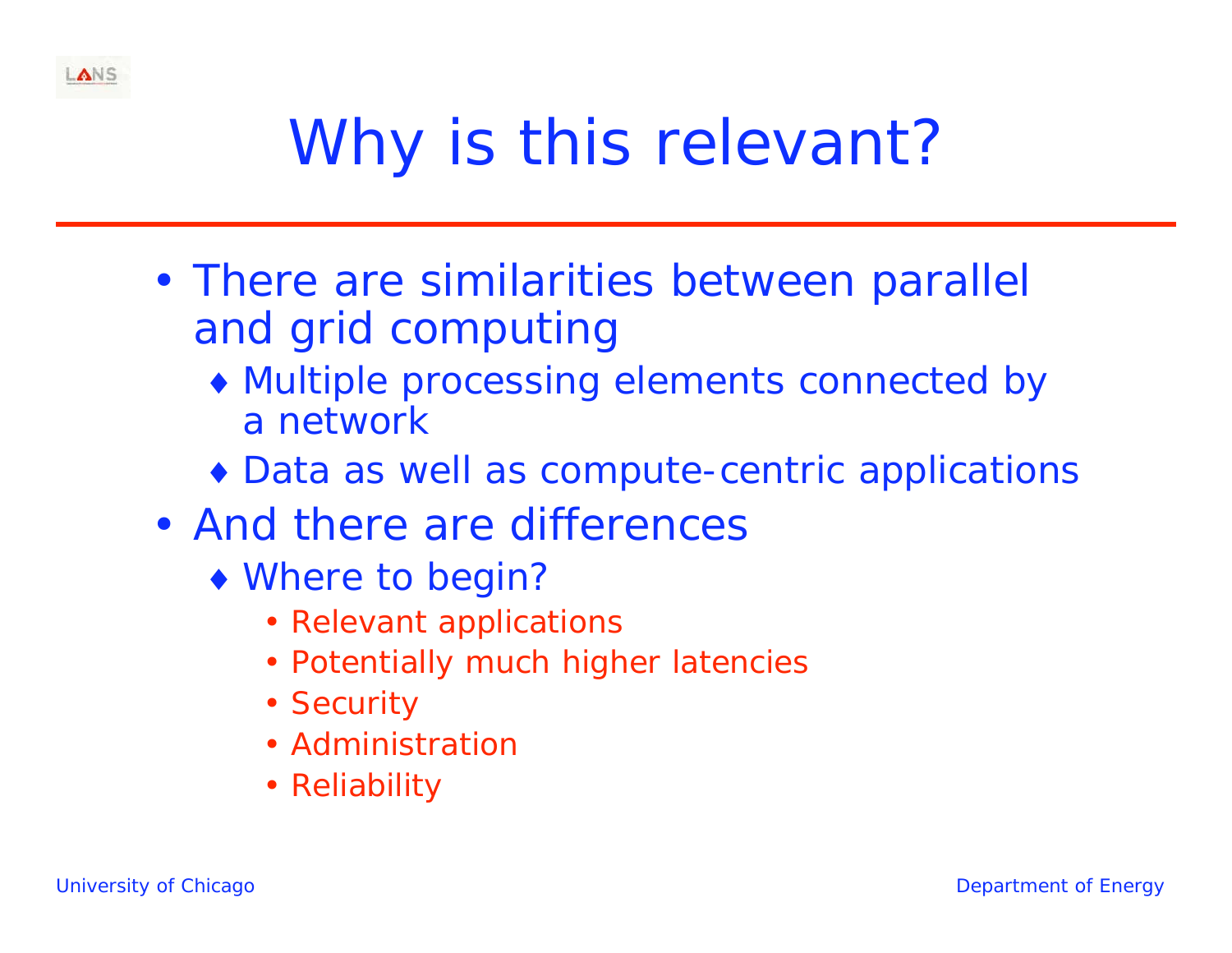# Why is this relevant?

- There are similarities between parallel and grid computing
  - Multiple processing elements connected by a network
  - Data as well as compute-centric applications
- And there are differences
  - Where to begin?
    - Relevant applications
    - Potentially much higher latencies
    - Security
    - Administration
    - Reliability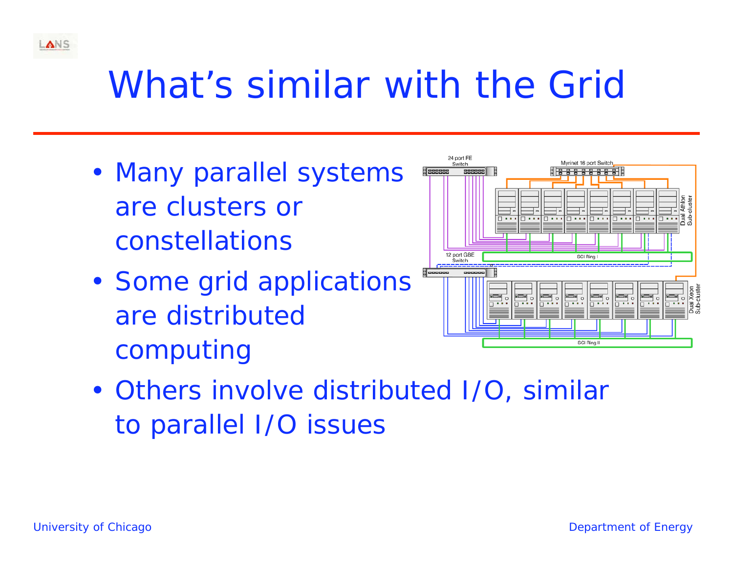# What's similar with the Grid

- Many parallel systems are clusters or constellations
- Some grid applications are distributed computing
- Others involve distributed I/O, similar to parallel I/O issues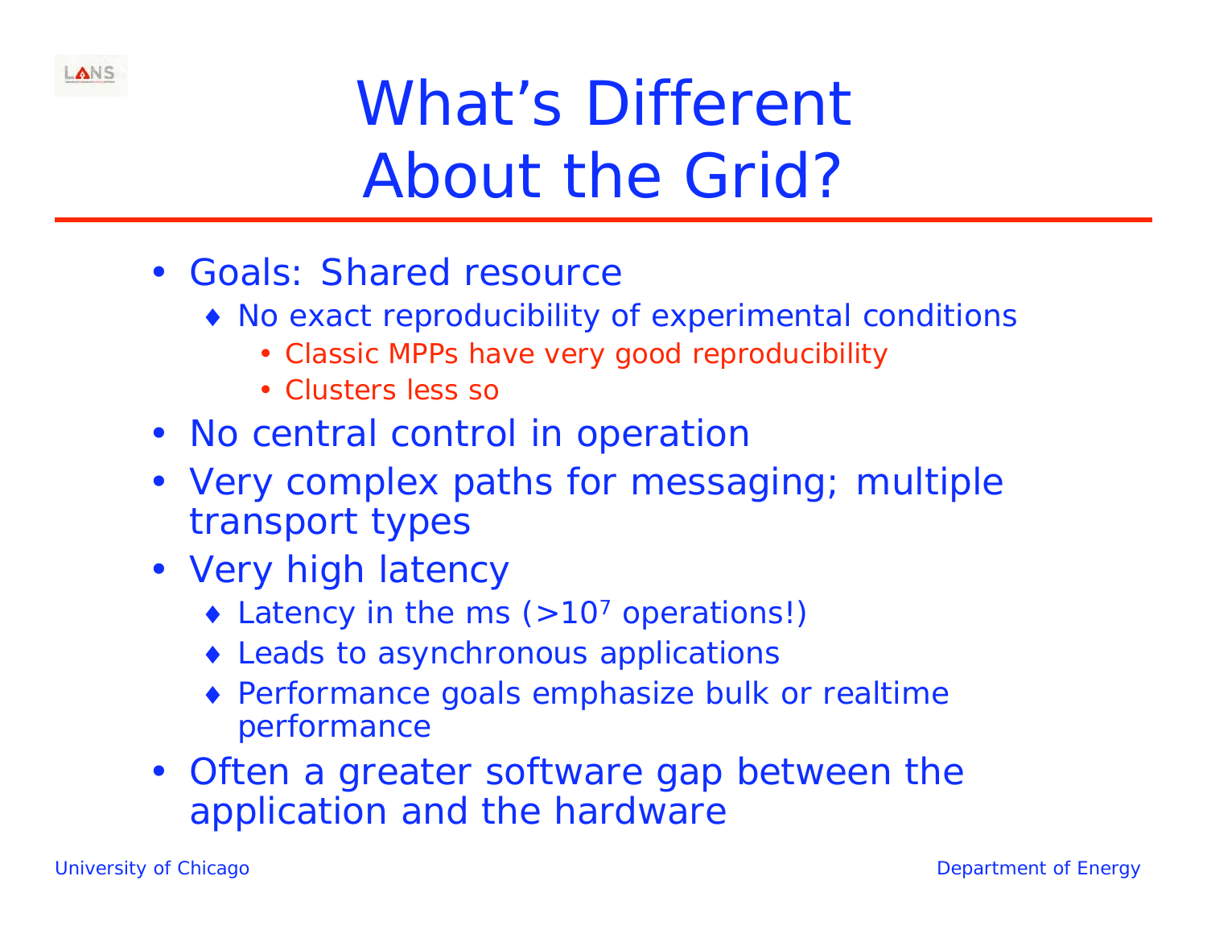# What's Different About the Grid?

- Goals: Shared resource
  - No exact reproducibility of experimental conditions
    - Classic MPPs have very good reproducibility
    - Clusters less so
- No central control in operation
- Very complex paths for messaging; multiple transport types
- Very high latency
  - Latency in the ms (>$10^7$ operations!)
  - Leads to asynchronous applications
  - Performance goals emphasize bulk or realtime performance
- Often a greater software gap between the application and the hardware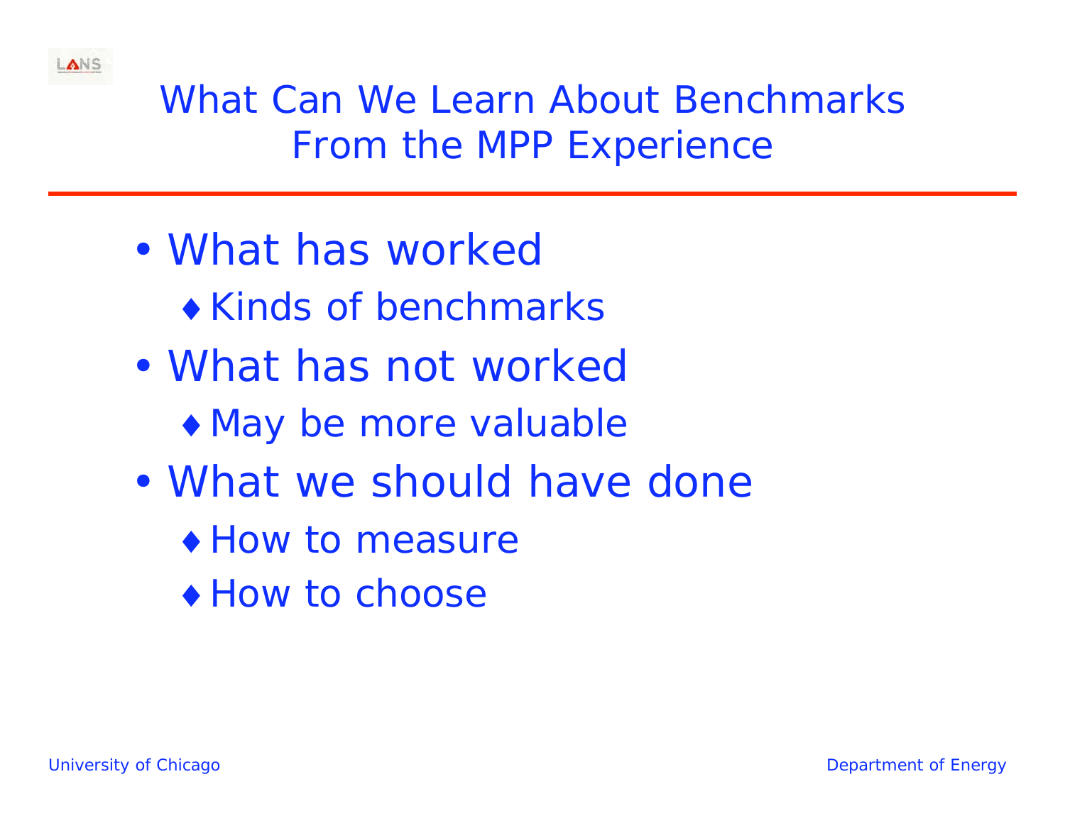# What Can We Learn About Benchmarks From the MPP Experience

- What has worked
  - Kinds of benchmarks
- What has not worked
  - May be more valuable
- What we should have done
  - How to measure
  - How to choose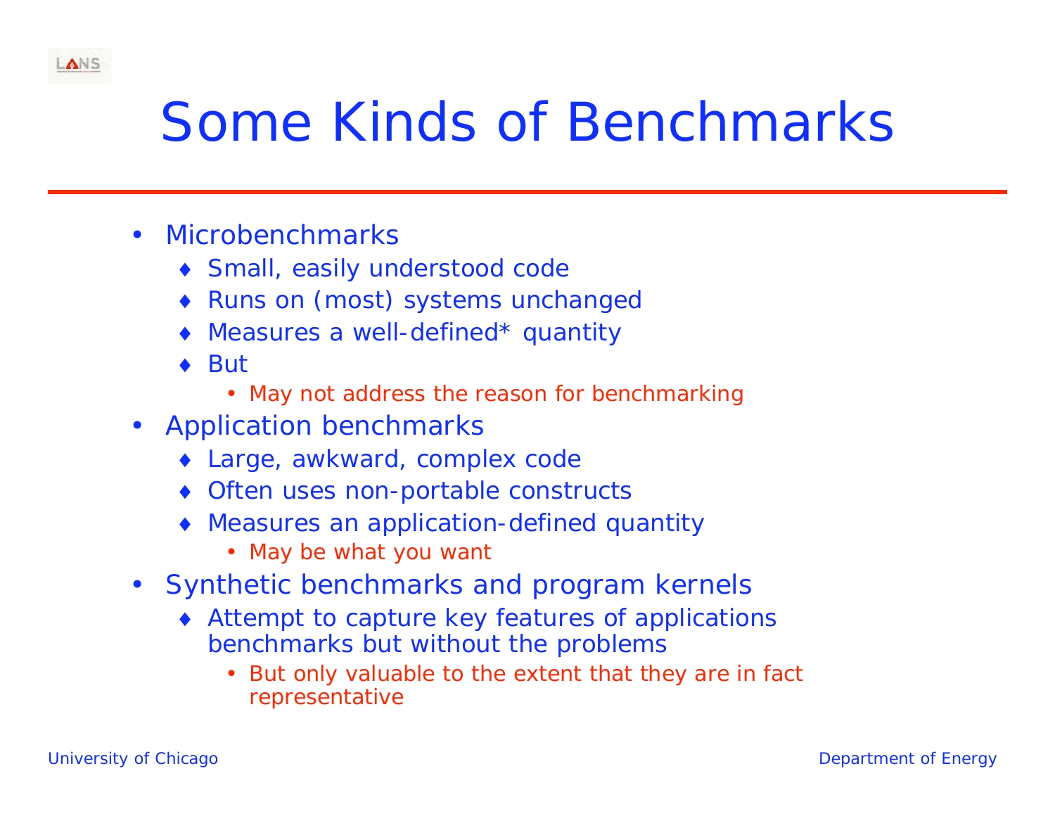# Some Kinds of Benchmarks

- Microbenchmarks
  - Small, easily understood code
  - Runs on (most) systems unchanged
  - Measures a well-defined* quantity
  - But
    - May not address the reason for benchmarking
- Application benchmarks
  - Large, awkward, complex code
  - Often uses non-portable constructs
  - Measures an application-defined quantity
    - May be what you want
- Synthetic benchmarks and program kernels
  - Attempt to capture key features of applications benchmarks but without the problems
    - But only valuable to the extent that they are in fact representative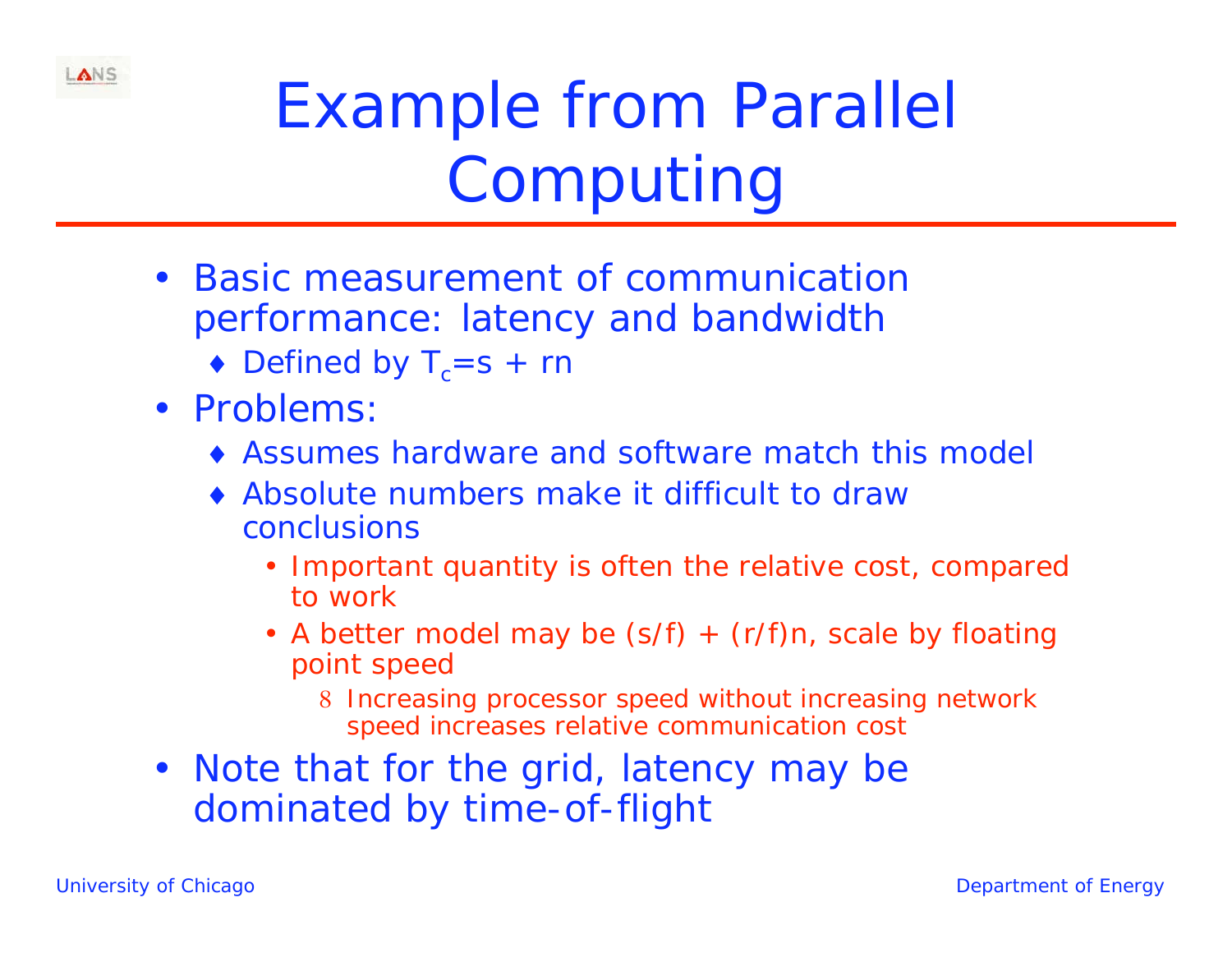# Example from Parallel Computing

- Basic measurement of communication performance: latency and bandwidth
  - Defined by $T_c = s + rn$
- Problems:
  - Assumes hardware and software match this model
  - Absolute numbers make it difficult to draw conclusions
    - Important quantity is often the relative cost, compared to work
    - A better model may be $(s/f) + (r/f)n$, scale by floating point speed
      - Increasing processor speed without increasing network speed increases relative communication cost
- Note that for the grid, latency may be dominated by time-of-flight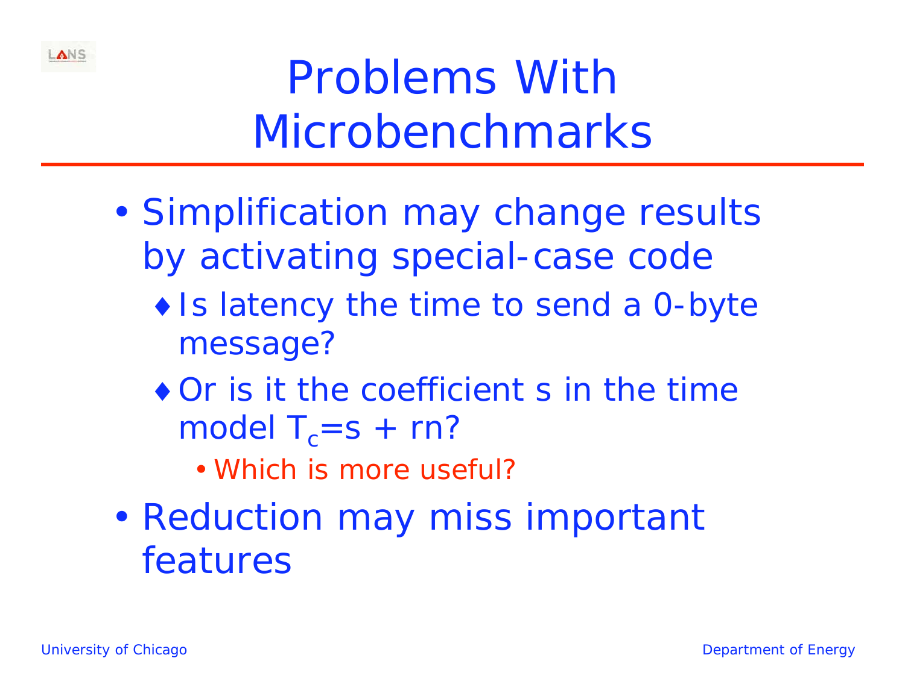# Problems With Microbenchmarks

- Simplification may change results by activating special-case code
  - Is latency the time to send a 0-byte message?
  - Or is it the coefficient s in the time model $T_c = s + rn$?
    - Which is more useful?
- Reduction may miss important features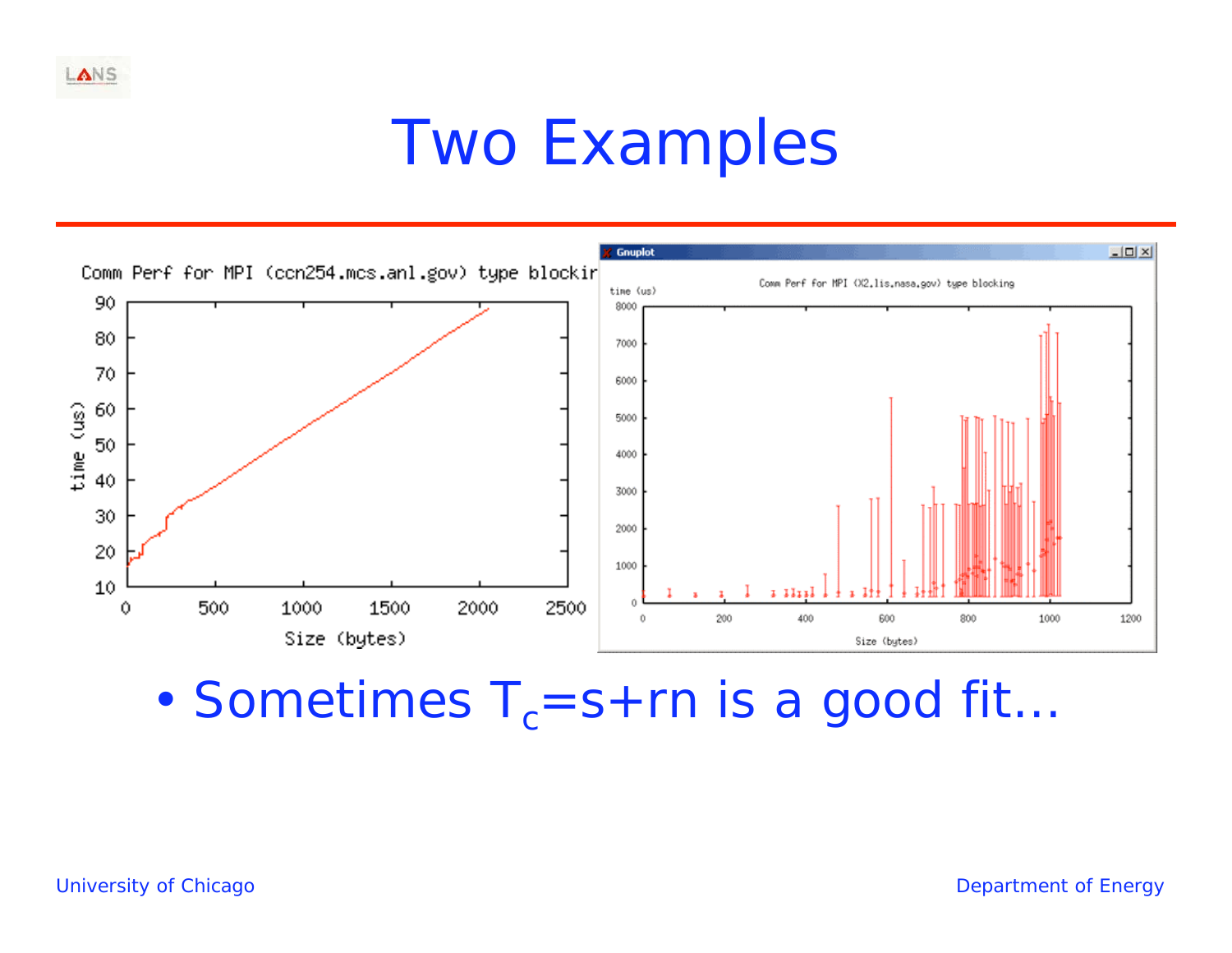# Two Examples

Comm Perf for MPI (ccn254.mcs.anl.gov) type blockir

Comm Perf for MPI (X2.lis.nasa.gov) type blocking

- Sometimes $T_c = s + rn$ is a good fit…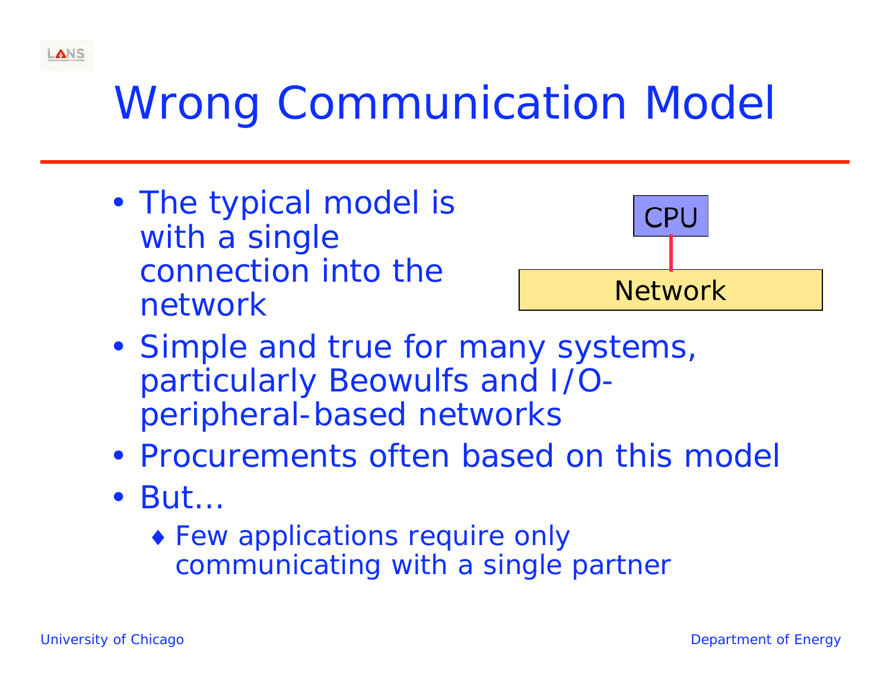# Wrong Communication Model

- The typical model is with a single connection into the network

CPU

Network

- Simple and true for many systems, particularly Beowulfs and I/O-peripheral-based networks
- Procurements often based on this model
- But…
  - Few applications require only communicating with a single partner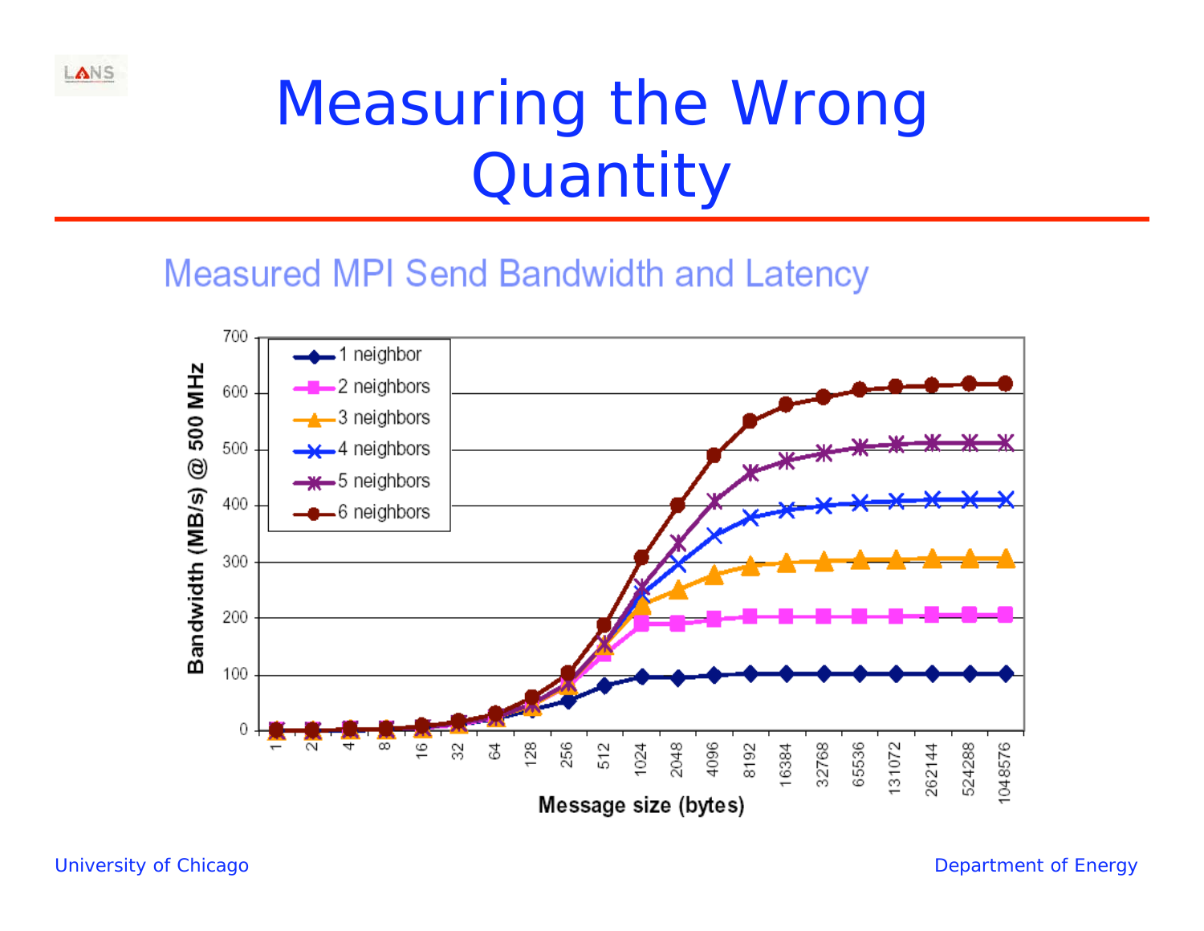# Measuring the Wrong Quantity

## Measured MPI Send Bandwidth and Latency

Bandwidth (MB/s) @ 500 MHz

- 1 neighbor
- 2 neighbors
- 3 neighbors
- 4 neighbors
- 5 neighbors
- 6 neighbors

Message size (bytes): 1, 2, 4, 8, 16, 32, 64, 128, 256, 512, 1024, 2048, 4096, 8192, 16384, 32768, 65536, 131072, 262144, 524288, 1048576

Bandwidth axis: 0, 100, 200, 300, 400, 500, 600, 700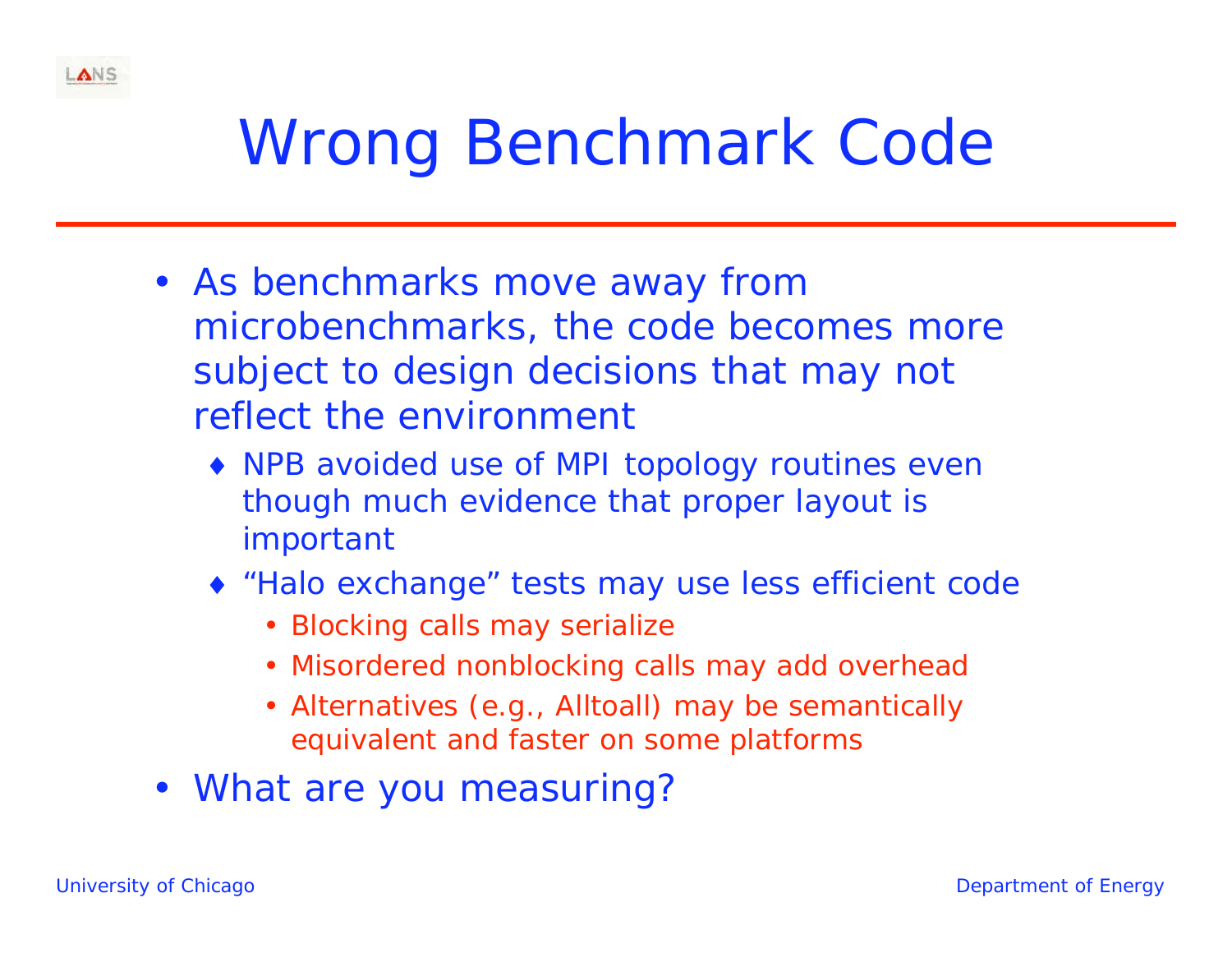# Wrong Benchmark Code

- As benchmarks move away from microbenchmarks, the code becomes more subject to design decisions that may not reflect the environment
  - NPB avoided use of MPI topology routines even though much evidence that proper layout is important
  - "Halo exchange" tests may use less efficient code
    - Blocking calls may serialize
    - Misordered nonblocking calls may add overhead
    - Alternatives (e.g., Alltoall) may be semantically equivalent and faster on some platforms
- What are you measuring?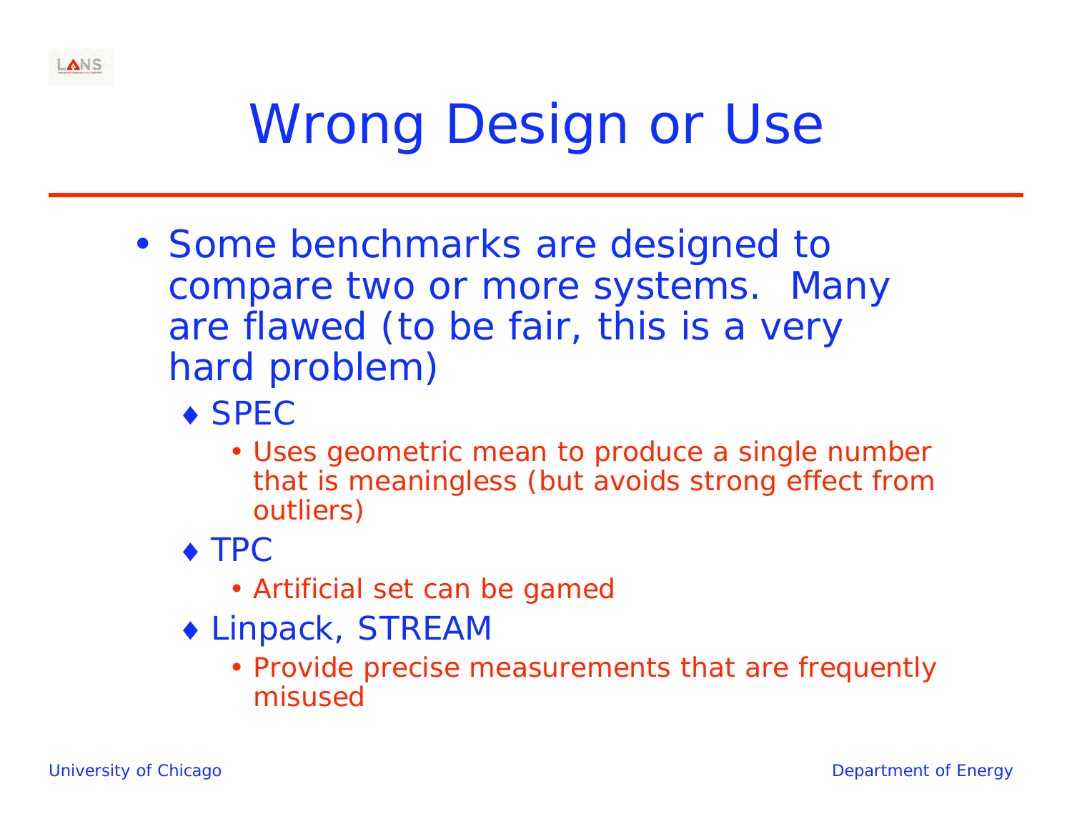# Wrong Design or Use

- Some benchmarks are designed to compare two or more systems. Many are flawed (to be fair, this is a very hard problem)
  - SPEC
    - Uses geometric mean to produce a single number that is meaningless (but avoids strong effect from outliers)
  - TPC
    - Artificial set can be gamed
  - Linpack, STREAM
    - Provide precise measurements that are frequently misused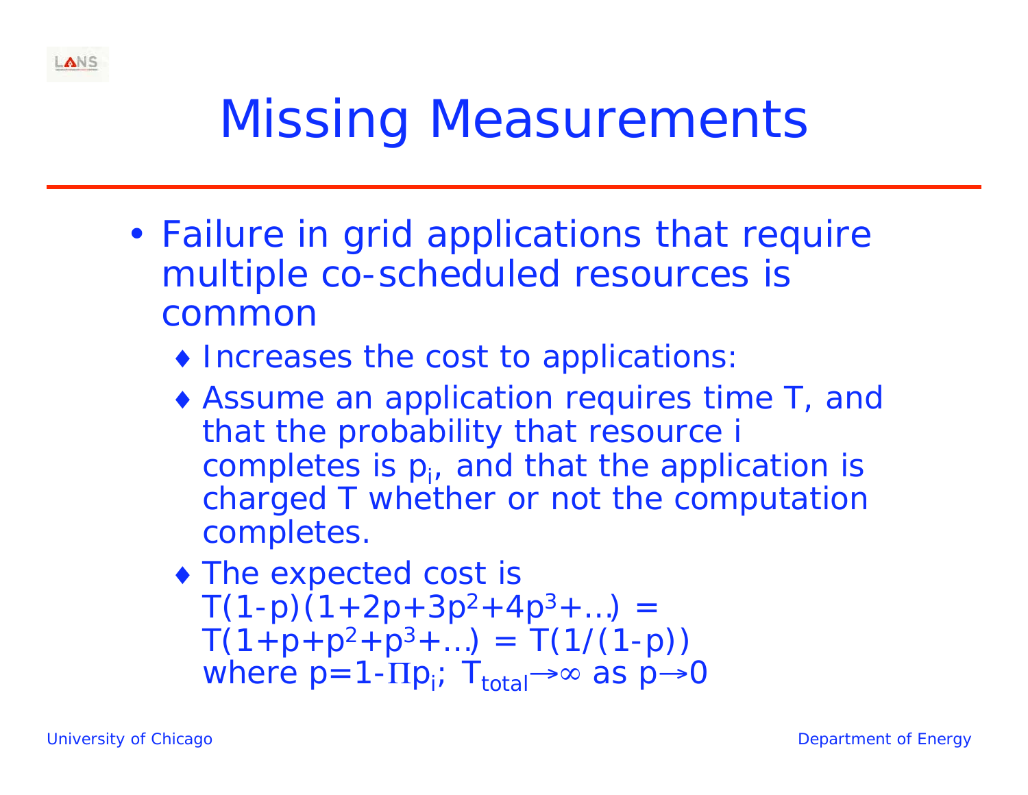# Missing Measurements

- Failure in grid applications that require multiple co-scheduled resources is common
  - Increases the cost to applications:
  - Assume an application requires time T, and that the probability that resource i completes is $p_i$, and that the application is charged T whether or not the computation completes.
  - The expected cost is $T(1-p)(1+2p+3p^2+4p^3+\ldots) = T(1+p+p^2+p^3+\ldots) = T(1/(1-p))$ where $p=1-\Pi p_i$; $T_{total} \rightarrow \infty$ as $p \rightarrow 0$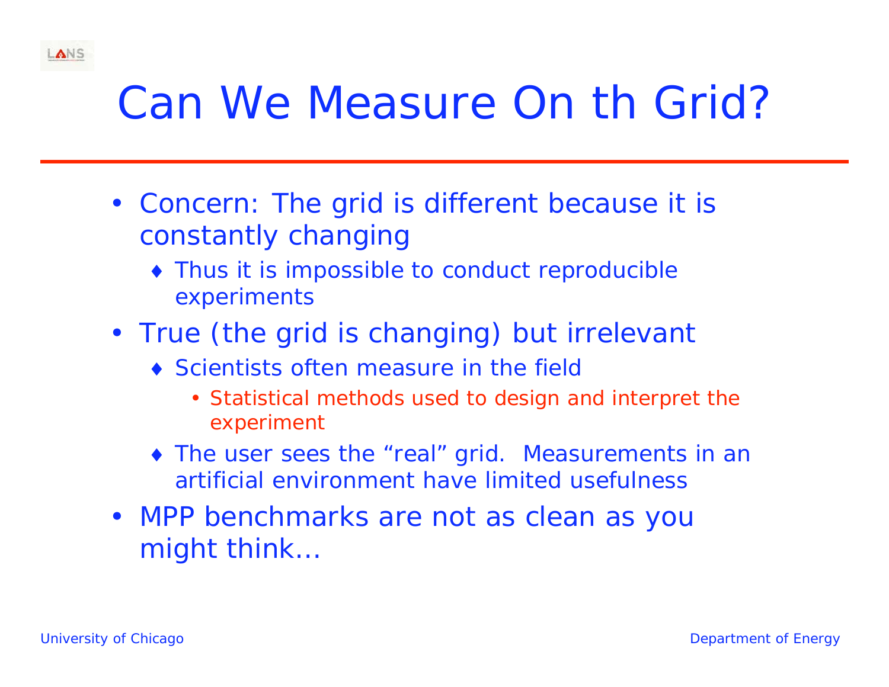# Can We Measure On th Grid?

- Concern: The grid is different because it is constantly changing
  - Thus it is impossible to conduct reproducible experiments
- True (the grid is changing) but irrelevant
  - Scientists often measure in the field
    - Statistical methods used to design and interpret the experiment
  - The user sees the "real" grid. Measurements in an artificial environment have limited usefulness
- MPP benchmarks are not as clean as you might think…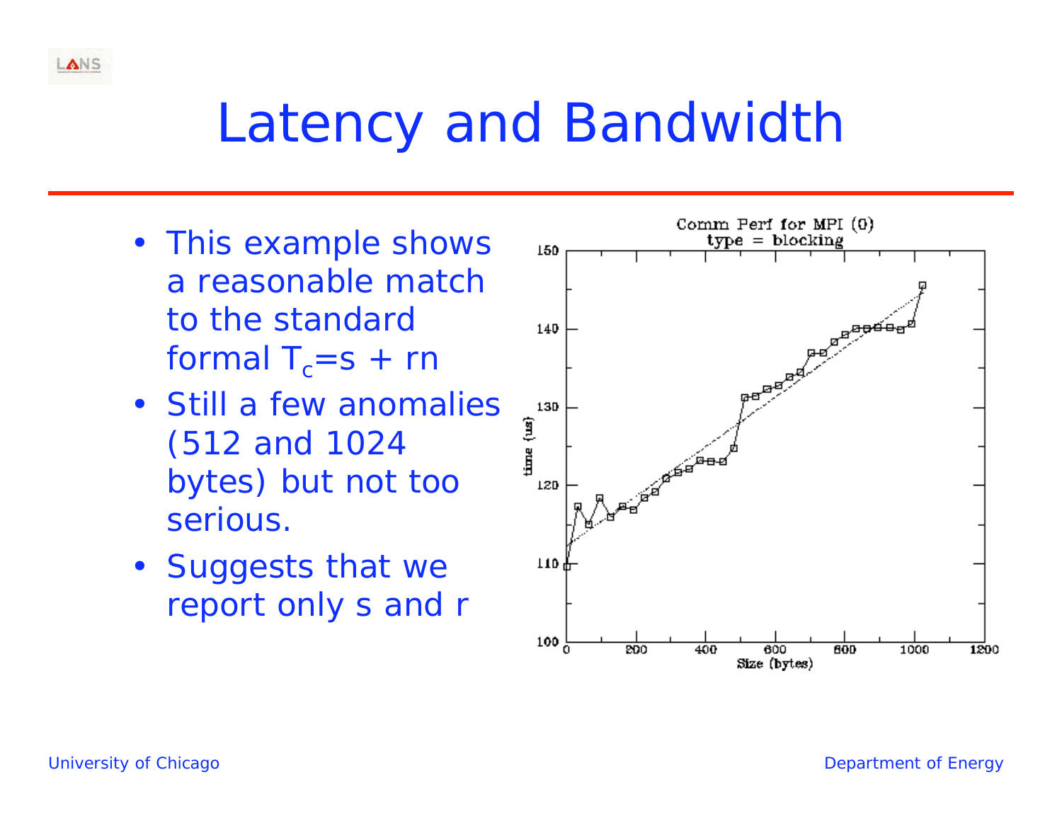# Latency and Bandwidth

- This example shows a reasonable match to the standard formal $T_c$=s + rn
- Still a few anomalies (512 and 1024 bytes) but not too serious.
- Suggests that we report only s and r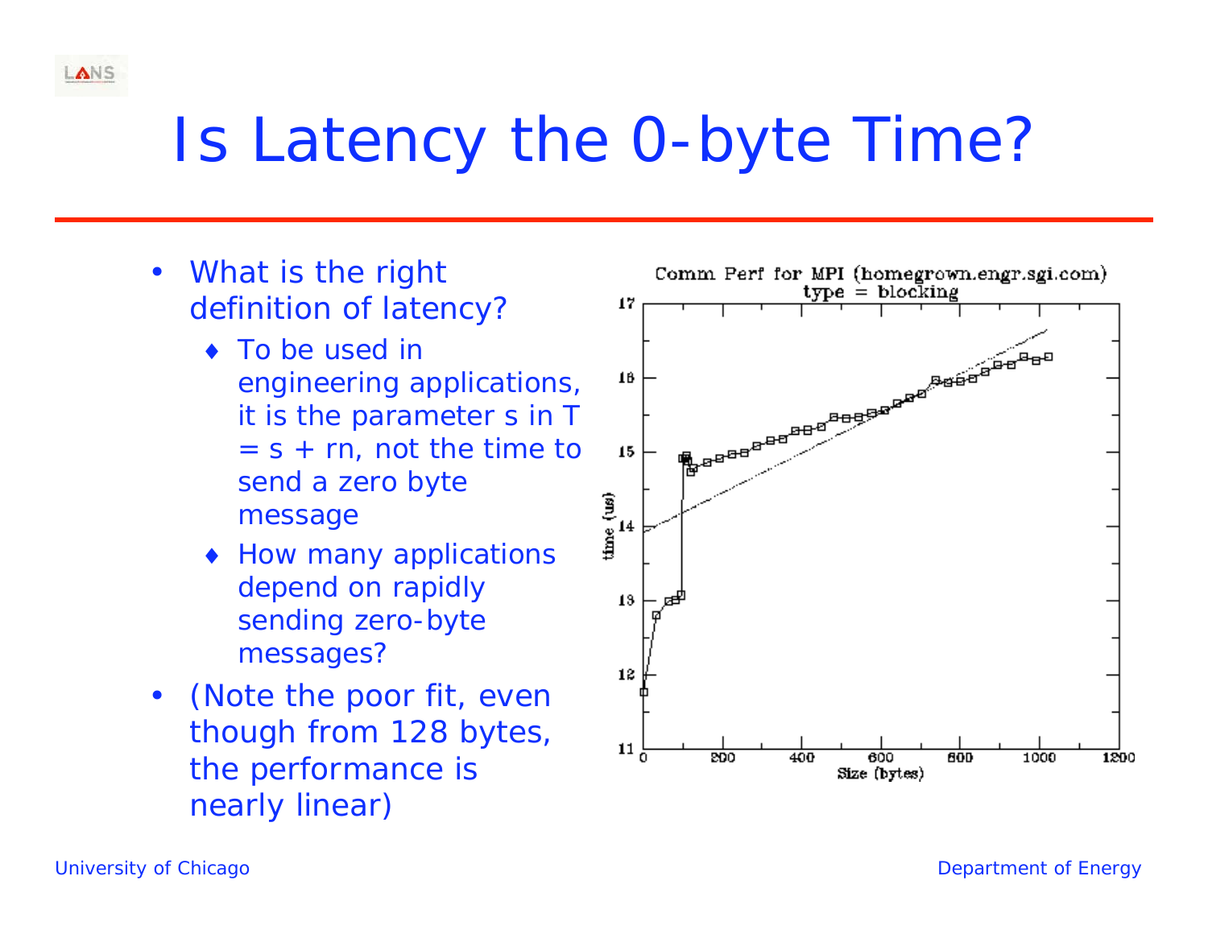# Is Latency the 0-byte Time?

- What is the right definition of latency?
  - To be used in engineering applications, it is the parameter $s$ in $T = s + rn$, not the time to send a zero byte message
  - How many applications depend on rapidly sending zero-byte messages?
- (Note the poor fit, even though from 128 bytes, the performance is nearly linear)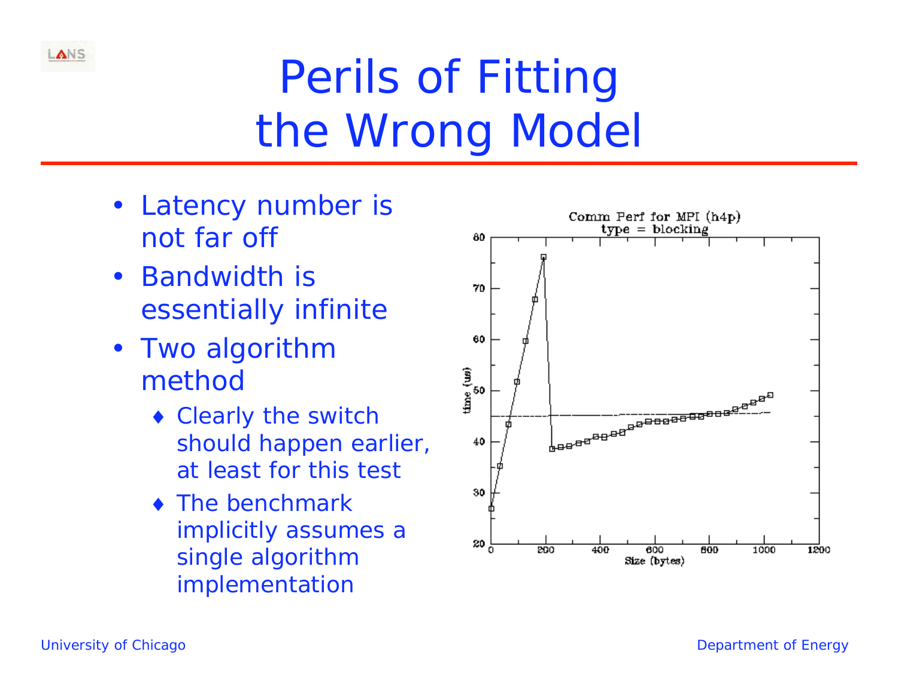# Perils of Fitting the Wrong Model

- Latency number is not far off
- Bandwidth is essentially infinite
- Two algorithm method
  - Clearly the switch should happen earlier, at least for this test
  - The benchmark implicitly assumes a single algorithm implementation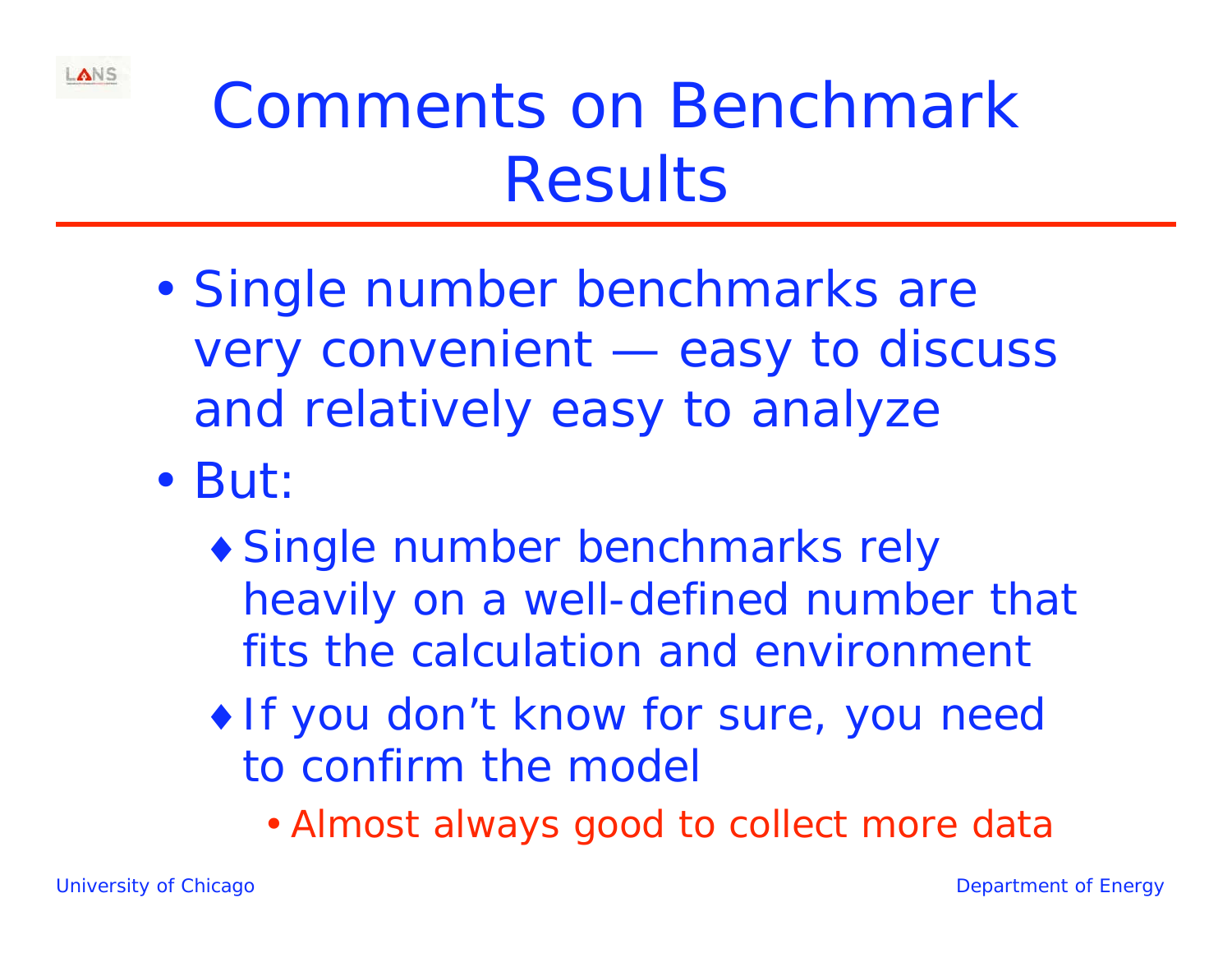# Comments on Benchmark Results

- Single number benchmarks are very convenient — easy to discuss and relatively easy to analyze
- But:
  - Single number benchmarks rely heavily on a well-defined number that fits the calculation and environment
  - If you don’t know for sure, you need to confirm the model
    - Almost always good to collect more data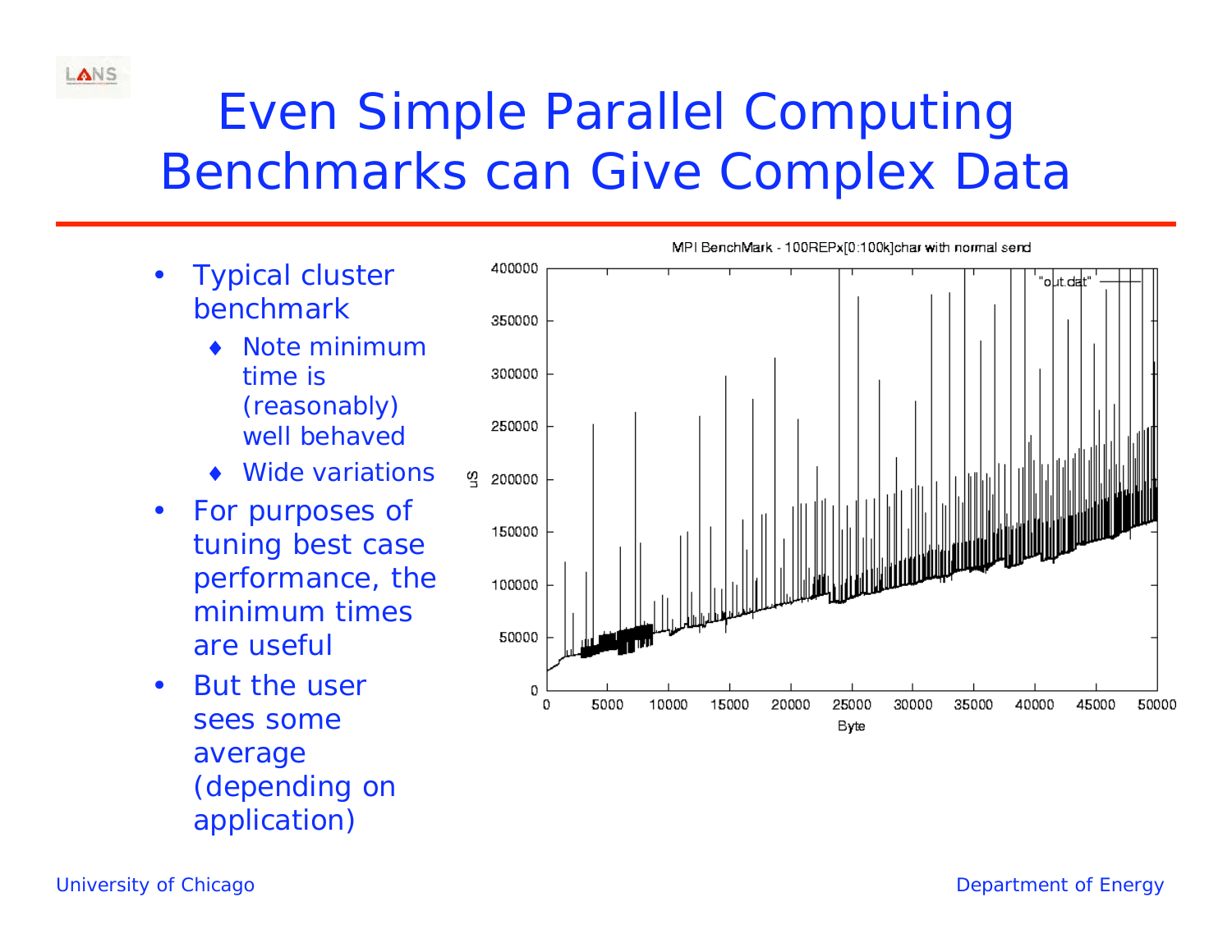# Even Simple Parallel Computing Benchmarks can Give Complex Data

- Typical cluster benchmark
  - Note minimum time is (reasonably) well behaved
  - Wide variations
- For purposes of tuning best case performance, the minimum times are useful
- But the user sees some average (depending on application)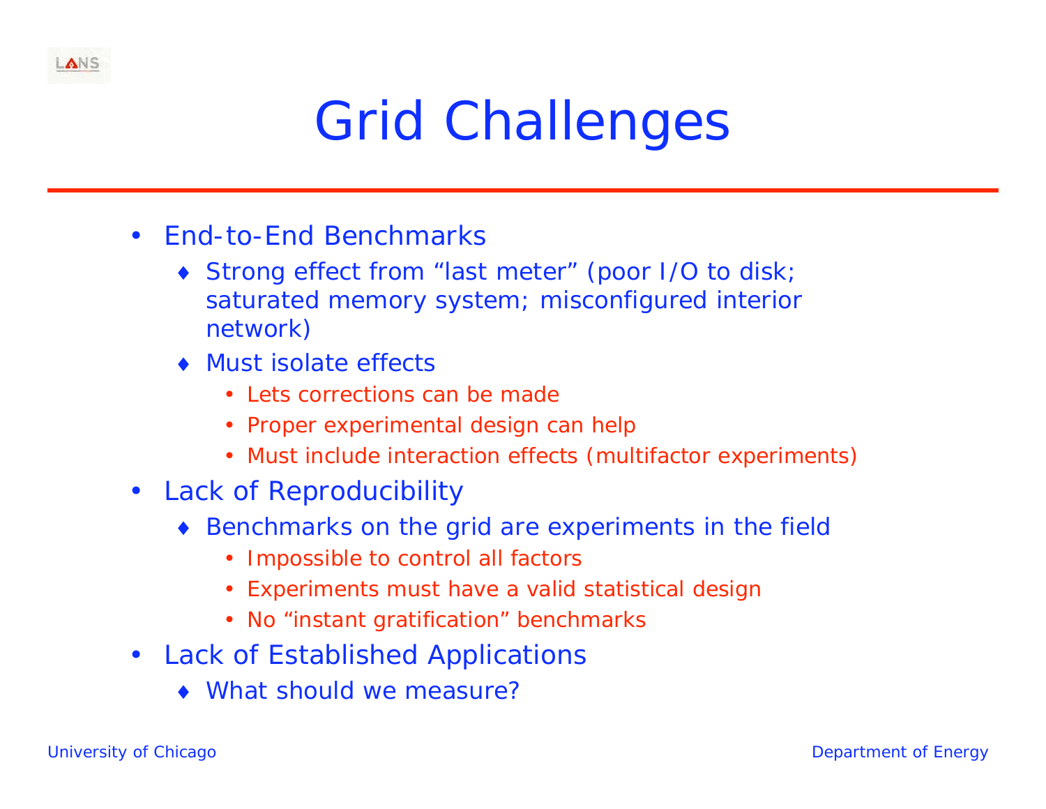# Grid Challenges

- End-to-End Benchmarks
  - Strong effect from "last meter" (poor I/O to disk; saturated memory system; misconfigured interior network)
  - Must isolate effects
    - Lets corrections can be made
    - Proper experimental design can help
    - Must include interaction effects (multifactor experiments)
- Lack of Reproducibility
  - Benchmarks on the grid are experiments in the field
    - Impossible to control all factors
    - Experiments must have a valid statistical design
    - No "instant gratification" benchmarks
- Lack of Established Applications
  - What should we measure?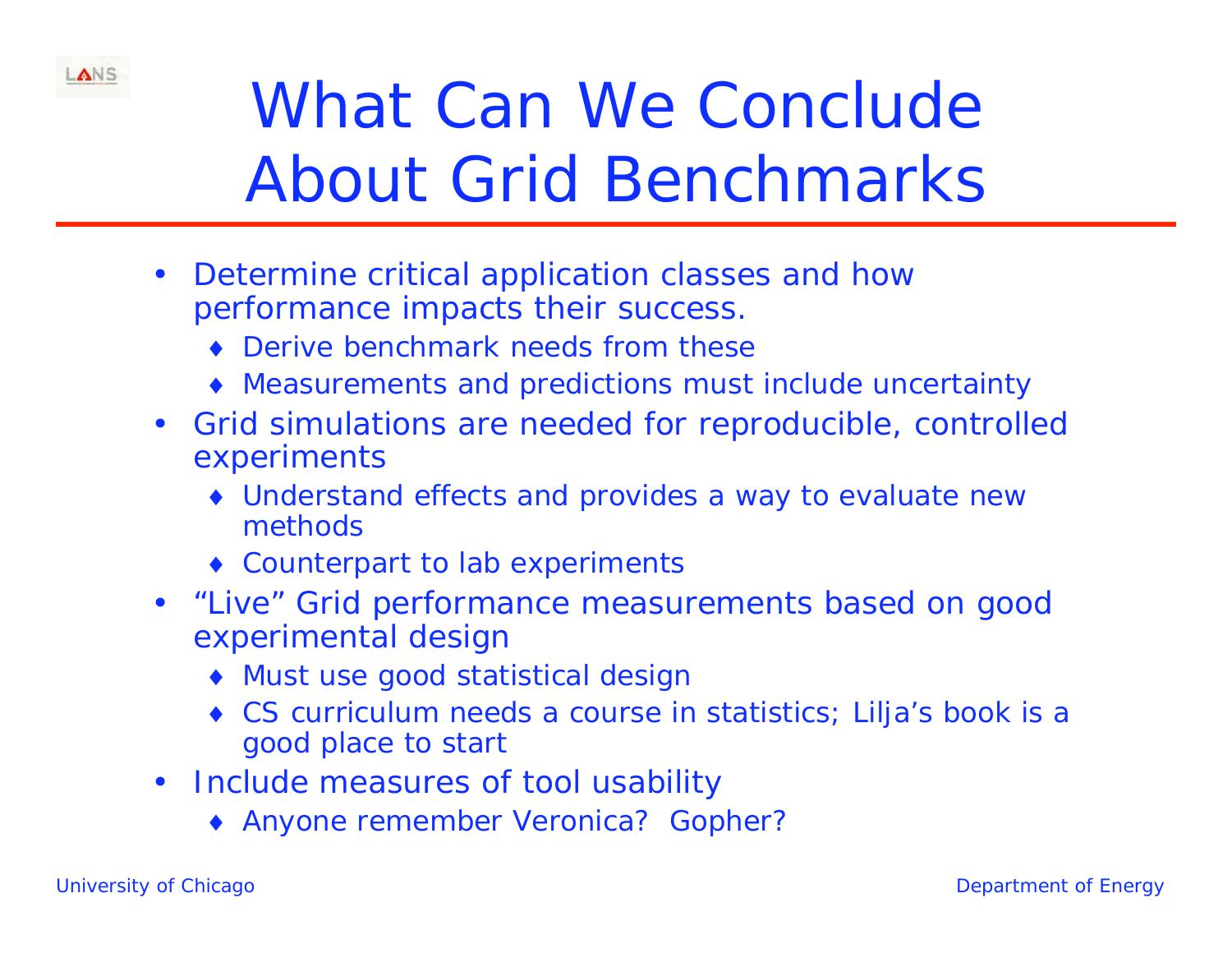# What Can We Conclude About Grid Benchmarks

- Determine critical application classes and how performance impacts their success.
  - Derive benchmark needs from these
  - Measurements and predictions must include uncertainty
- Grid simulations are needed for reproducible, controlled experiments
  - Understand effects and provides a way to evaluate new methods
  - Counterpart to lab experiments
- "Live" Grid performance measurements based on good experimental design
  - Must use good statistical design
  - CS curriculum needs a course in statistics; Lilja's book is a good place to start
- Include measures of tool usability
  - Anyone remember Veronica? Gopher?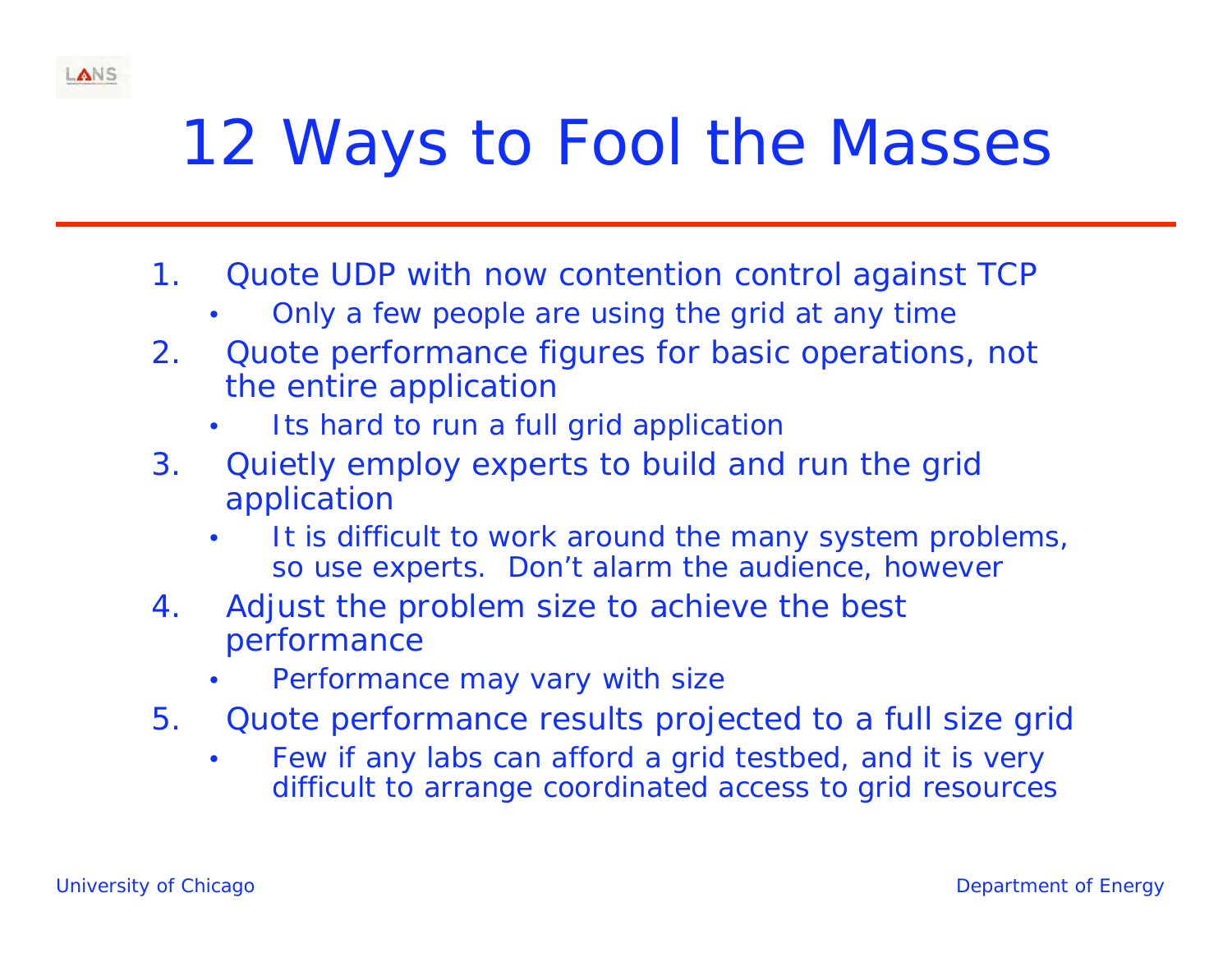# 12 Ways to Fool the Masses

1. Quote UDP with now contention control against TCP
   - Only a few people are using the grid at any time
2. Quote performance figures for basic operations, not the entire application
   - Its hard to run a full grid application
3. Quietly employ experts to build and run the grid application
   - It is difficult to work around the many system problems, so use experts. Don't alarm the audience, however
4. Adjust the problem size to achieve the best performance
   - Performance may vary with size
5. Quote performance results projected to a full size grid
   - Few if any labs can afford a grid testbed, and it is very difficult to arrange coordinated access to grid resources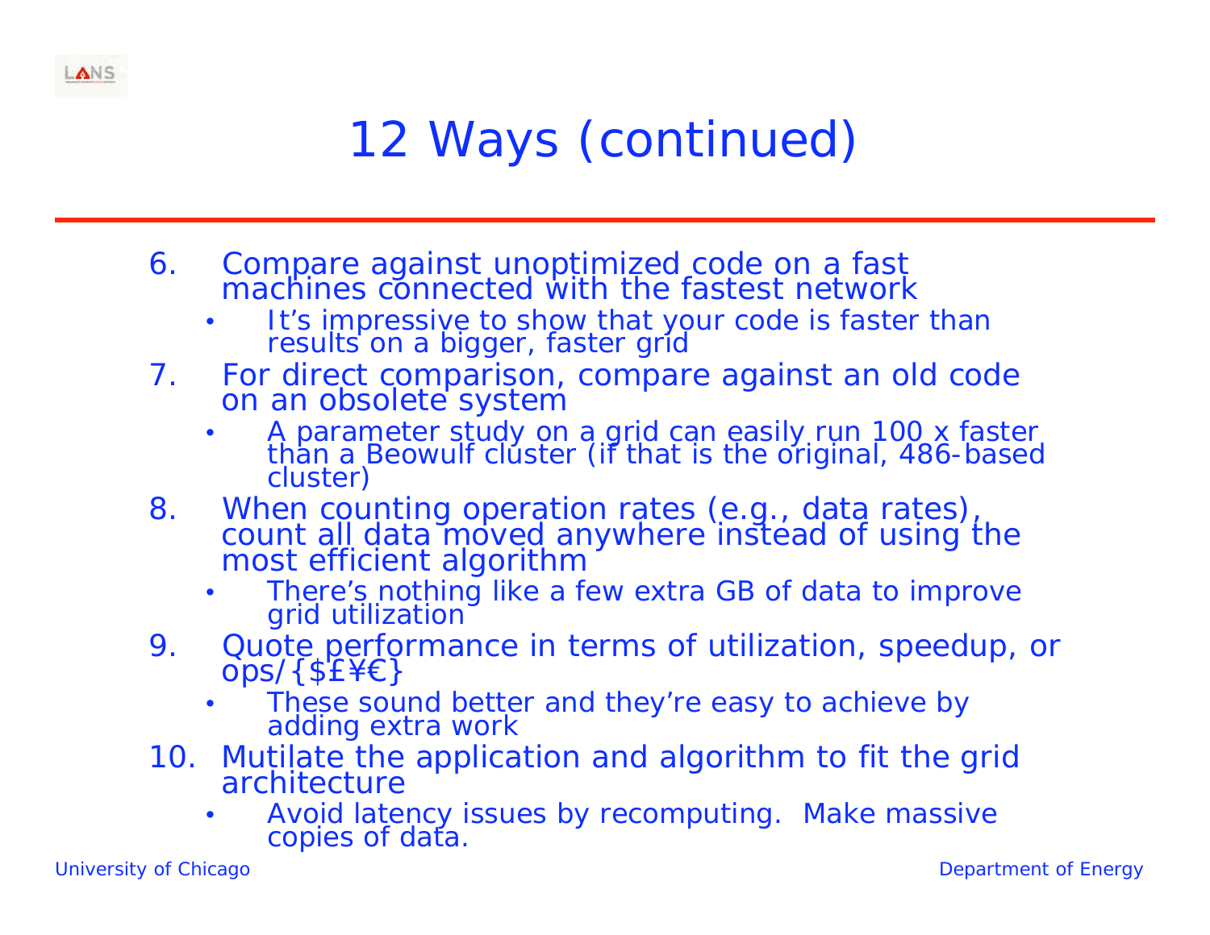# 12 Ways (continued)

6. Compare against unoptimized code on a fast machines connected with the fastest network
   - It's impressive to show that your code is faster than results on a bigger, faster grid
7. For direct comparison, compare against an old code on an obsolete system
   - A parameter study on a grid can easily run 100 x faster than a Beowulf cluster (if that is the original, 486-based cluster)
8. When counting operation rates (e.g., data rates), count all data moved anywhere instead of using the most efficient algorithm
   - There's nothing like a few extra GB of data to improve grid utilization
9. Quote performance in terms of utilization, speedup, or ops/{$£¥€}
   - These sound better and they're easy to achieve by adding extra work
10. Mutilate the application and algorithm to fit the grid architecture
    - Avoid latency issues by recomputing. Make massive copies of data.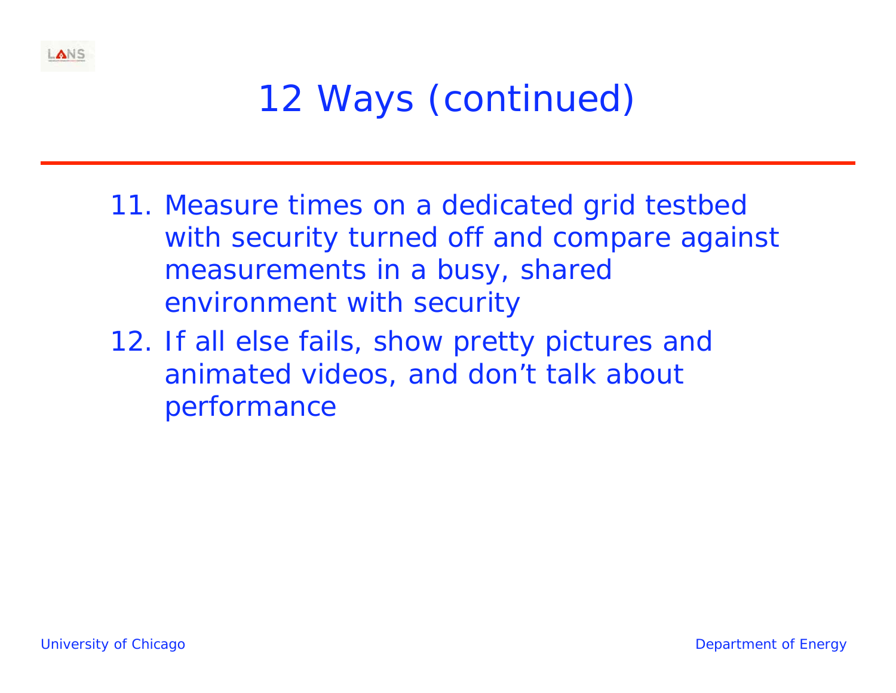# 12 Ways (continued)

11. Measure times on a dedicated grid testbed with security turned off and compare against measurements in a busy, shared environment with security
12. If all else fails, show pretty pictures and animated videos, and don't talk about performance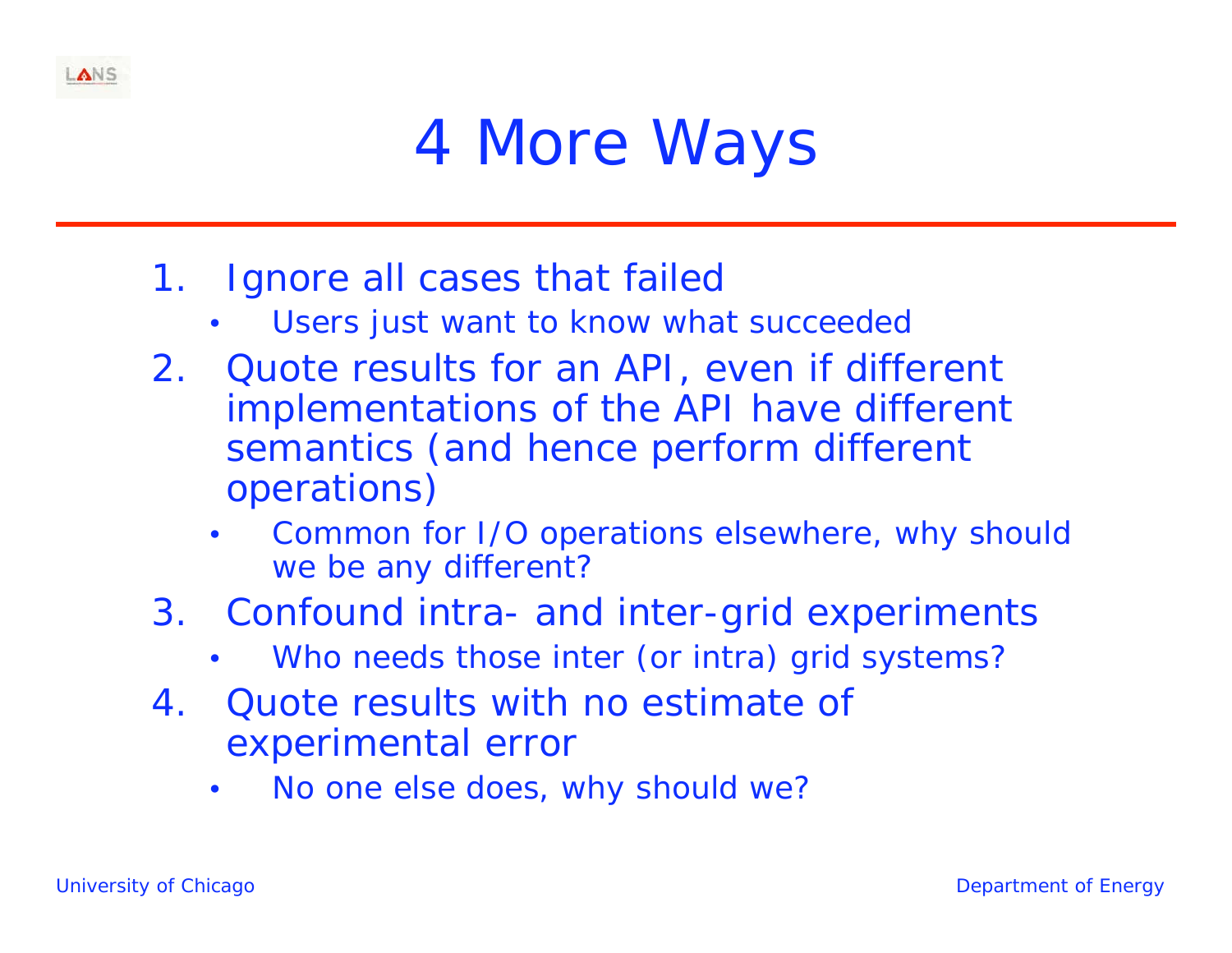# 4 More Ways

1. Ignore all cases that failed
   - Users just want to know what succeeded
2. Quote results for an API, even if different implementations of the API have different semantics (and hence perform different operations)
   - Common for I/O operations elsewhere, why should we be any different?
3. Confound intra- and inter-grid experiments
   - Who needs those inter (or intra) grid systems?
4. Quote results with no estimate of experimental error
   - No one else does, why should we?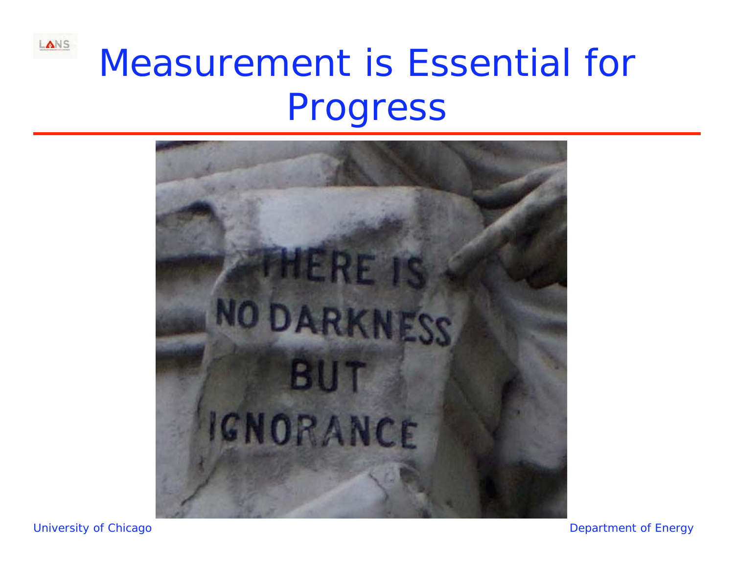# Measurement is Essential for Progress

THERE IS NO DARKNESS BUT IGNORANCE

University of Chicago

Department of Energy